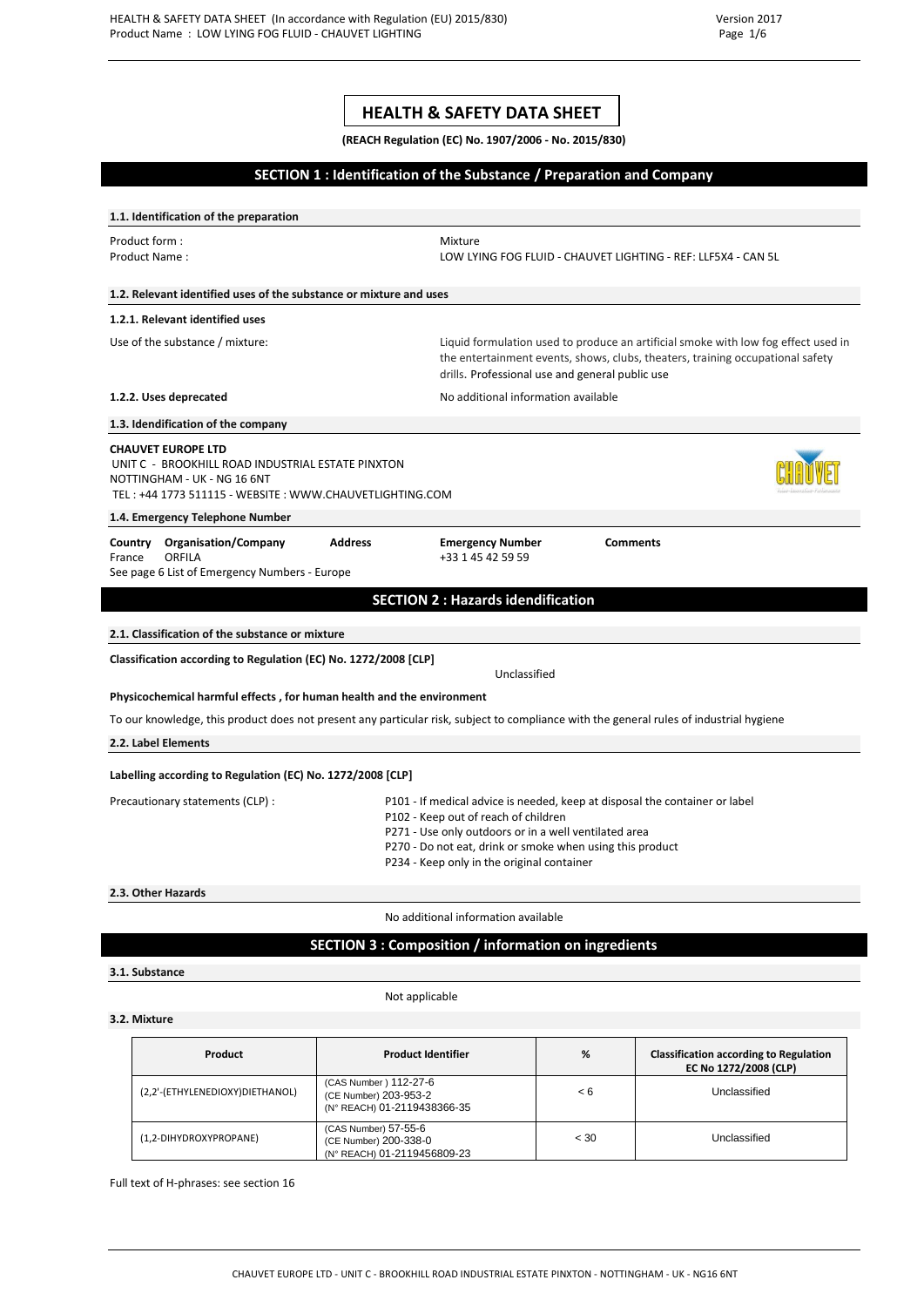# HEALTH & SAFETY DATA SHEET

**(REACH Regulation (EC) No. 1907/2006 - No. 2015/830)**

## SECTION 1 : Identification of the Substance / Preparation and Company

### 1.1. Identification of the preparation

Product form : Mixture

Product Name : LOW LYING FOG FLUID - CHAUVET LIGHTING - REF: LLF5X4 - CAN 5L

### 1.2. Relevant identified uses of the substance or mixture and uses

#### 1.2.1. Relevant identified uses

Use of the substance / mixture: Liquid formulation used to produce an artificial smoke with low fog effect used in the entertainment events, shows, clubs, theaters, training occupational safety drills. Professional use and general public use

**1.2.2. Uses deprecated** No additional information available

### 1.3. Idendification of the company

**CHAUVET EUROPE LTD**
UNIT C - BROOKHILL ROAD INDUSTRIAL ESTATE PINXTON
NOTTINGHAM - UK - NG 16 6NT
TEL : +44 1773 511115 - WEBSITE : WWW.CHAUVETLIGHTING.COM

### 1.4. Emergency Telephone Number

| Country | Organisation/Company | Address | Emergency Number | Comments |
|---|---|---|---|---|
| France | ORFILA | | +33 1 45 42 59 59 | |

See page 6 List of Emergency Numbers - Europe

## SECTION 2 : Hazards idendification

### 2.1. Classification of the substance or mixture

**Classification according to Regulation (EC) No. 1272/2008 [CLP]**

Unclassified

**Physicochemical harmful effects , for human health and the environment**

To our knowledge, this product does not present any particular risk, subject to compliance with the general rules of industrial hygiene

### 2.2. Label Elements

**Labelling according to Regulation (EC) No. 1272/2008 [CLP]**

Precautionary statements (CLP) :

- P101 - If medical advice is needed, keep at disposal the container or label
- P102 - Keep out of reach of children
- P271 - Use only outdoors or in a well ventilated area
- P270 - Do not eat, drink or smoke when using this product
- P234 - Keep only in the original container

### 2.3. Other Hazards

No additional information available

## SECTION 3 : Composition / information on ingredients

### 3.1. Substance

Not applicable

### 3.2. Mixture

| Product | Product Identifier | % | Classification according to Regulation EC No 1272/2008 (CLP) |
|---|---|---|---|
| (2,2'-(ETHYLENEDIOXY)DIETHANOL) | (CAS Number ) 112-27-6 (CE Number) 203-953-2 (N° REACH) 01-2119438366-35 | < 6 | Unclassified |
| (1,2-DIHYDROXYPROPANE) | (CAS Number) 57-55-6 (CE Number) 200-338-0 (N° REACH) 01-2119456809-23 | < 30 | Unclassified |

Full text of H-phrases: see section 16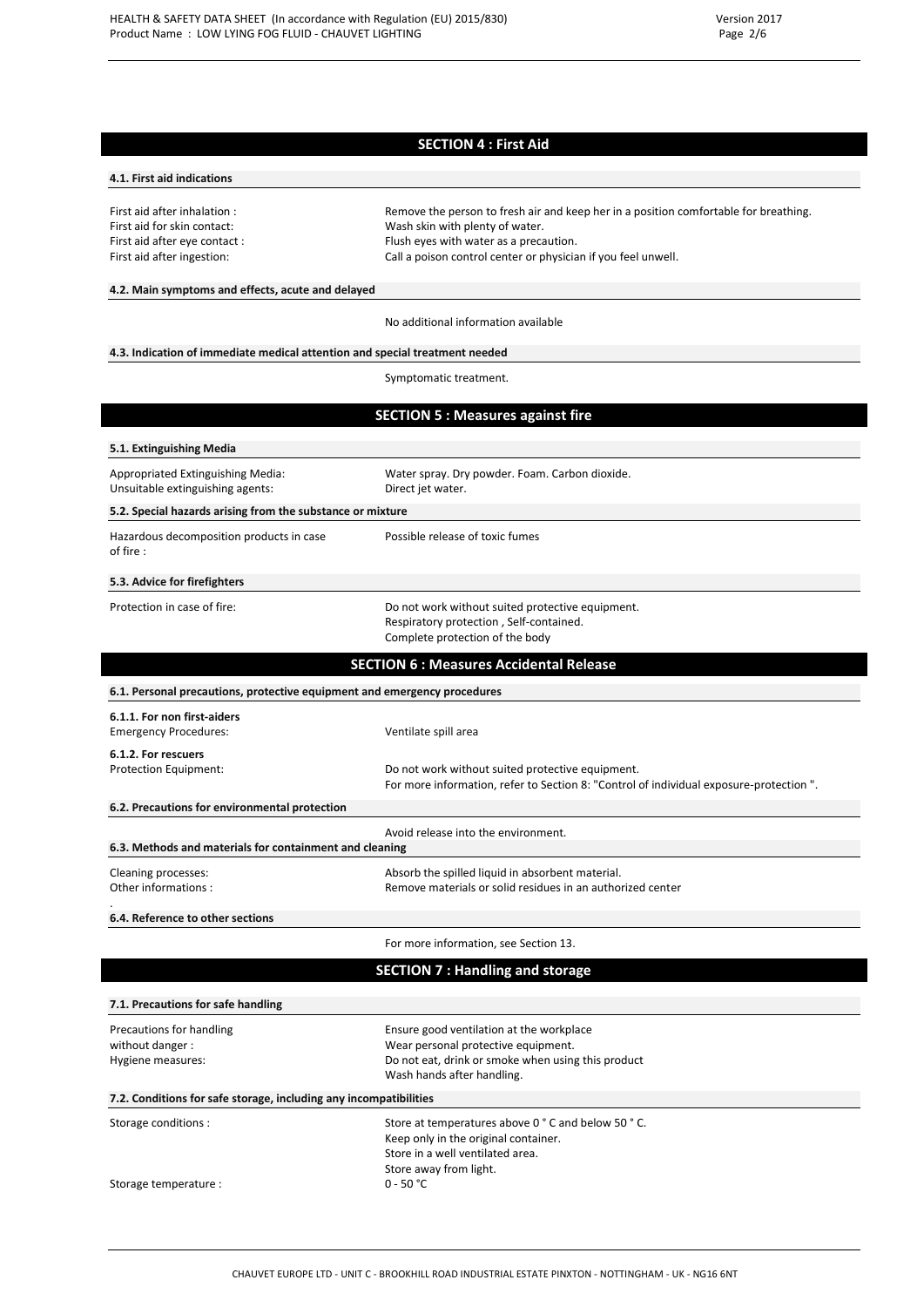## SECTION 4 : First Aid

### 4.1. First aid indications

| | |
|---|---|
| First aid after inhalation : | Remove the person to fresh air and keep her in a position comfortable for breathing. |
| First aid for skin contact: | Wash skin with plenty of water. |
| First aid after eye contact : | Flush eyes with water as a precaution. |
| First aid after ingestion: | Call a poison control center or physician if you feel unwell. |

### 4.2. Main symptoms and effects, acute and delayed

No additional information available

### 4.3. Indication of immediate medical attention and special treatment needed

Symptomatic treatment.

## SECTION 5 : Measures against fire

### 5.1. Extinguishing Media

| | |
|---|---|
| Appropriated Extinguishing Media: | Water spray. Dry powder. Foam. Carbon dioxide. |
| Unsuitable extinguishing agents: | Direct jet water. |

### 5.2. Special hazards arising from the substance or mixture

| | |
|---|---|
| Hazardous decomposition products in case of fire : | Possible release of toxic fumes |

### 5.3. Advice for firefighters

| | |
|---|---|
| Protection in case of fire: | Do not work without suited protective equipment.<br>Respiratory protection , Self-contained.<br>Complete protection of the body |

## SECTION 6 : Measures Accidental Release

### 6.1. Personal precautions, protective equipment and emergency procedures

**6.1.1. For non first-aiders**

| | |
|---|---|
| Emergency Procedures: | Ventilate spill area |

**6.1.2. For rescuers**

| | |
|---|---|
| Protection Equipment: | Do not work without suited protective equipment.<br>For more information, refer to Section 8: "Control of individual exposure-protection ". |

### 6.2. Precautions for environmental protection

Avoid release into the environment.

### 6.3. Methods and materials for containment and cleaning

| | |
|---|---|
| Cleaning processes: | Absorb the spilled liquid in absorbent material. |
| Other informations : | Remove materials or solid residues in an authorized center |

.

### 6.4. Reference to other sections

For more information, see Section 13.

## SECTION 7 : Handling and storage

### 7.1. Precautions for safe handling

| | |
|---|---|
| Precautions for handling without danger : | Ensure good ventilation at the workplace<br>Wear personal protective equipment. |
| Hygiene measures: | Do not eat, drink or smoke when using this product<br>Wash hands after handling. |

### 7.2. Conditions for safe storage, including any incompatibilities

| | |
|---|---|
| Storage conditions : | Store at temperatures above 0 ° C and below 50 ° C.<br>Keep only in the original container.<br>Store in a well ventilated area.<br>Store away from light. |
| Storage temperature : | 0 - 50 °C |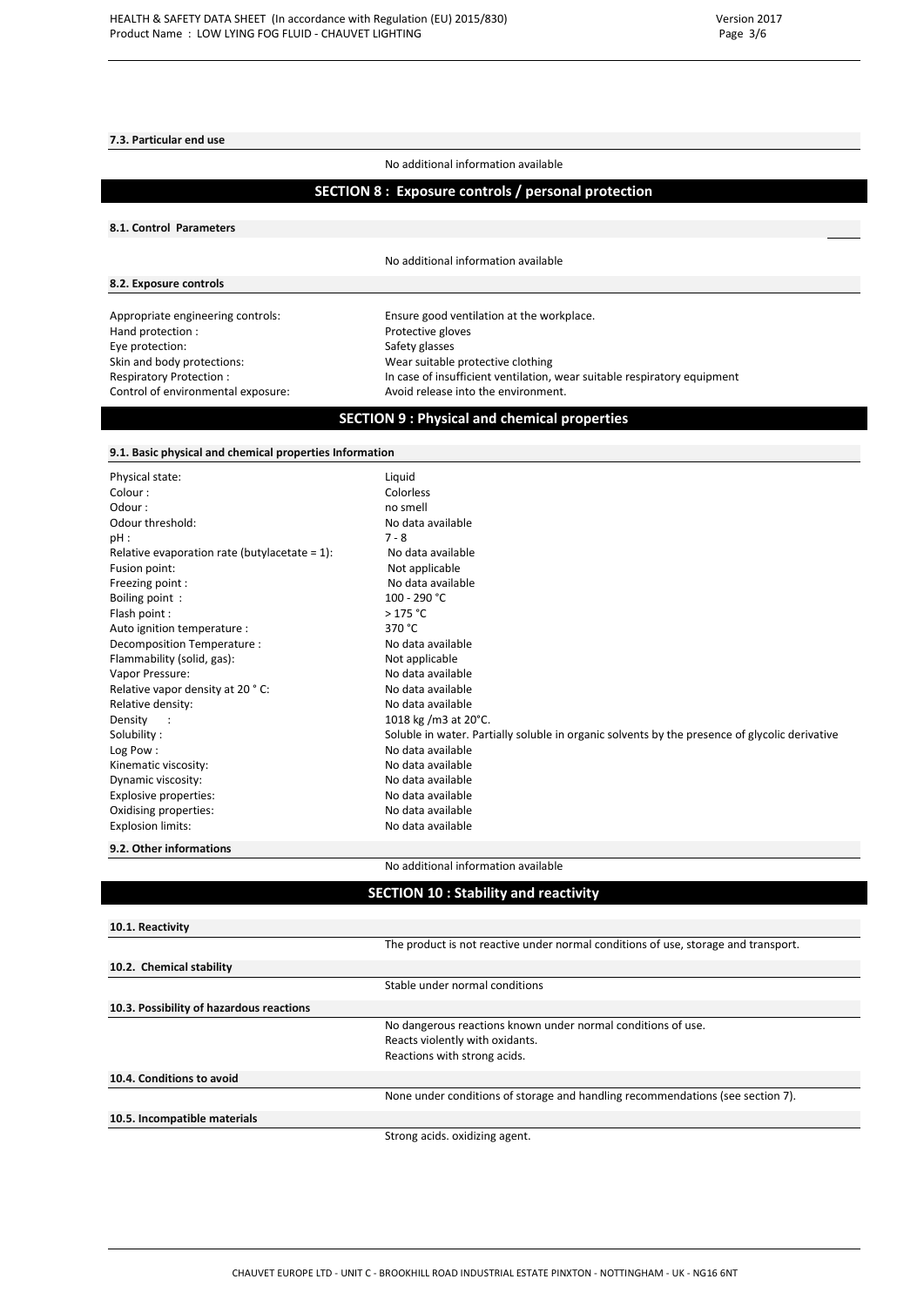#### 7.3. Particular end use

No additional information available

## SECTION 8 : Exposure controls / personal protection

#### 8.1. Control Parameters

No additional information available

#### 8.2. Exposure controls

| | |
|---|---|
| Appropriate engineering controls: | Ensure good ventilation at the workplace. |
| Hand protection : | Protective gloves |
| Eye protection: | Safety glasses |
| Skin and body protections: | Wear suitable protective clothing |
| Respiratory Protection : | In case of insufficient ventilation, wear suitable respiratory equipment |
| Control of environmental exposure: | Avoid release into the environment. |

## SECTION 9 : Physical and chemical properties

#### 9.1. Basic physical and chemical properties Information

| | |
|---|---|
| Physical state: | Liquid |
| Colour : | Colorless |
| Odour : | no smell |
| Odour threshold: | No data available |
| pH : | 7 - 8 |
| Relative evaporation rate (butylacetate = 1): | No data available |
| Fusion point: | Not applicable |
| Freezing point : | No data available |
| Boiling point : | 100 - 290 °C |
| Flash point : | > 175 °C |
| Auto ignition temperature : | 370 °C |
| Decomposition Temperature : | No data available |
| Flammability (solid, gas): | Not applicable |
| Vapor Pressure: | No data available |
| Relative vapor density at 20 ° C: | No data available |
| Relative density: | No data available |
| Density : | 1018 kg /m3 at 20°C. |
| Solubility : | Soluble in water. Partially soluble in organic solvents by the presence of glycolic derivative |
| Log Pow : | No data available |
| Kinematic viscosity: | No data available |
| Dynamic viscosity: | No data available |
| Explosive properties: | No data available |
| Oxidising properties: | No data available |
| Explosion limits: | No data available |

#### 9.2. Other informations

No additional information available

## SECTION 10 : Stability and reactivity

#### 10.1. Reactivity

The product is not reactive under normal conditions of use, storage and transport.

#### 10.2. Chemical stability

Stable under normal conditions

#### 10.3. Possibility of hazardous reactions

No dangerous reactions known under normal conditions of use.
Reacts violently with oxidants.
Reactions with strong acids.

#### 10.4. Conditions to avoid

None under conditions of storage and handling recommendations (see section 7).

#### 10.5. Incompatible materials

Strong acids. oxidizing agent.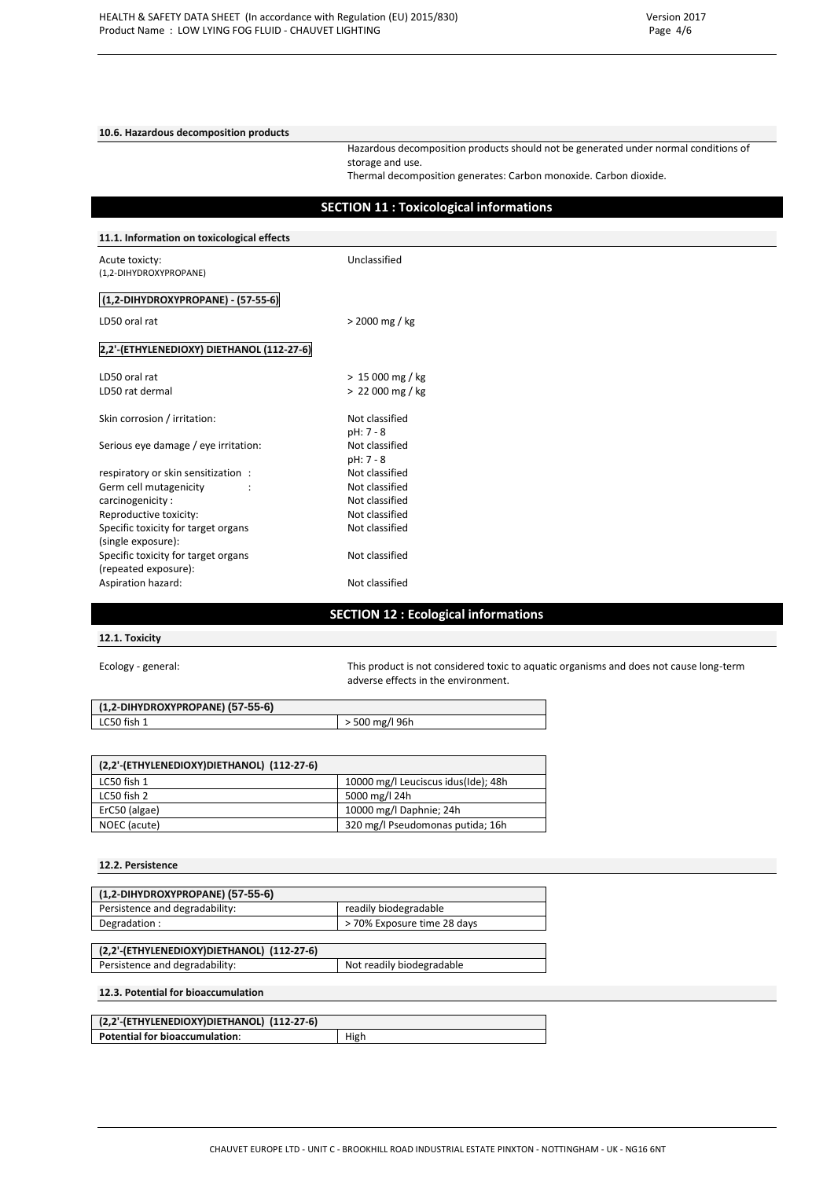### 10.6. Hazardous decomposition products

Hazardous decomposition products should not be generated under normal conditions of storage and use.
Thermal decomposition generates: Carbon monoxide. Carbon dioxide.

## SECTION 11 : Toxicological informations

### 11.1. Information on toxicological effects

Acute toxicty: (1,2-DIHYDROXYPROPANE) — Unclassified

**(1,2-DIHYDROXYPROPANE) - (57-55-6)**

LD50 oral rat — > 2000 mg / kg

**2,2'-(ETHYLENEDIOXY) DIETHANOL (112-27-6)**

LD50 oral rat — > 15 000 mg / kg
LD50 rat dermal — > 22 000 mg / kg

Skin corrosion / irritation: — Not classified
pH: 7 - 8
Serious eye damage / eye irritation: — Not classified
pH: 7 - 8
respiratory or skin sensitization : — Not classified
Germ cell mutagenicity : — Not classified
carcinogenicity : — Not classified
Reproductive toxicity: — Not classified
Specific toxicity for target organs (single exposure): — Not classified
Specific toxicity for target organs (repeated exposure): — Not classified
Aspiration hazard: — Not classified

## SECTION 12 : Ecological informations

### 12.1. Toxicity

Ecology - general: This product is not considered toxic to aquatic organisms and does not cause long-term adverse effects in the environment.

| (1,2-DIHYDROXYPROPANE) (57-55-6) | |
|---|---|
| LC50 fish 1 | > 500 mg/l 96h |

| (2,2'-(ETHYLENEDIOXY)DIETHANOL) (112-27-6) | |
|---|---|
| LC50 fish 1 | 10000 mg/l Leuciscus idus(Ide); 48h |
| LC50 fish 2 | 5000 mg/l 24h |
| ErC50 (algae) | 10000 mg/l Daphnie; 24h |
| NOEC (acute) | 320 mg/l Pseudomonas putida; 16h |

### 12.2. Persistence

| (1,2-DIHYDROXYPROPANE) (57-55-6) | |
|---|---|
| Persistence and degradability: | readily biodegradable |
| Degradation : | > 70% Exposure time 28 days |

| (2,2'-(ETHYLENEDIOXY)DIETHANOL) (112-27-6) | |
|---|---|
| Persistence and degradability: | Not readily biodegradable |

### 12.3. Potential for bioaccumulation

| (2,2'-(ETHYLENEDIOXY)DIETHANOL) (112-27-6) | |
|---|---|
| **Potential for bioaccumulation**: | High |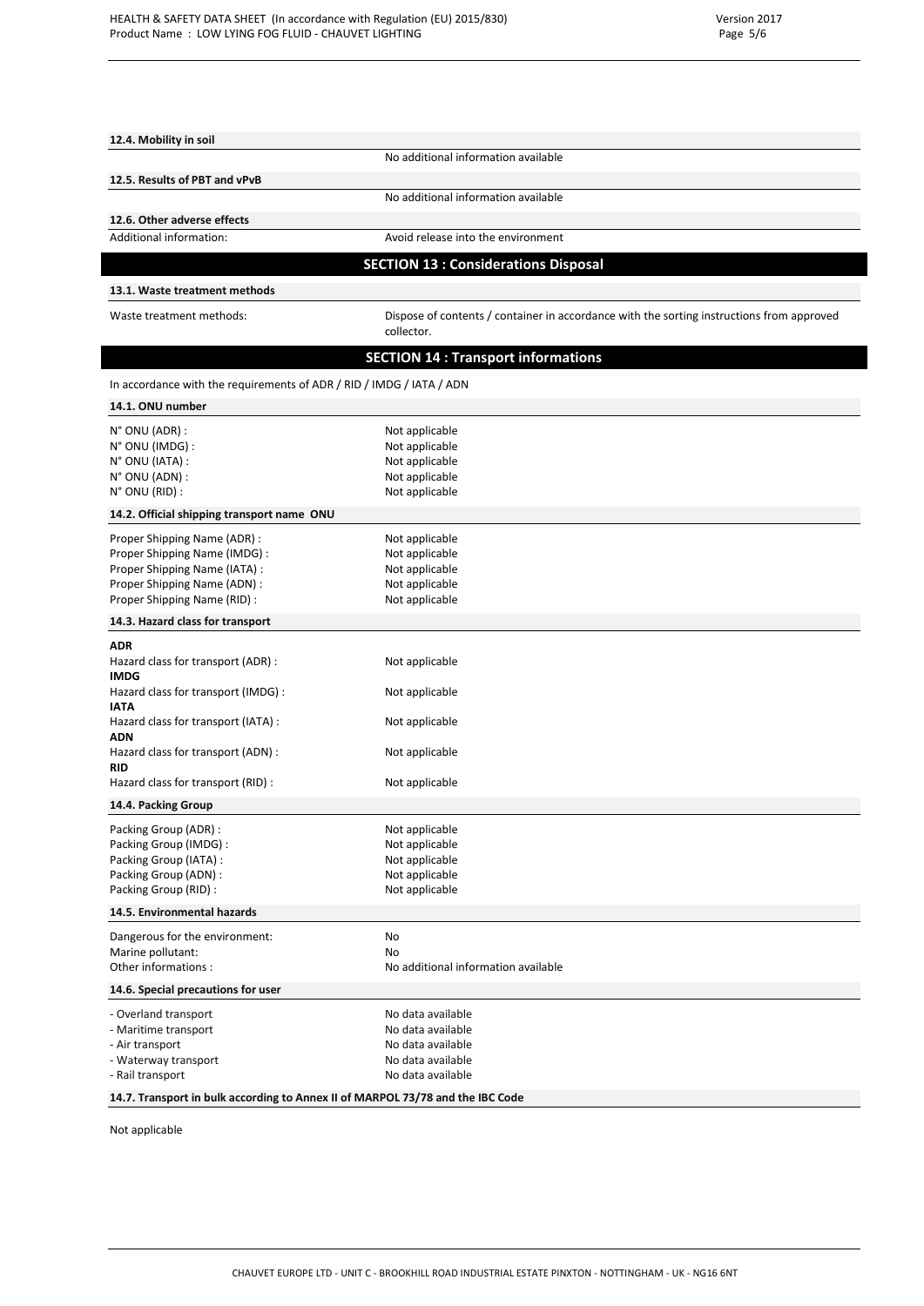#### 12.4. Mobility in soil

No additional information available

#### 12.5. Results of PBT and vPvB

No additional information available

#### 12.6. Other adverse effects

| | |
|---|---|
| Additional information: | Avoid release into the environment |

## SECTION 13 : Considerations Disposal

#### 13.1. Waste treatment methods

| | |
|---|---|
| Waste treatment methods: | Dispose of contents / container in accordance with the sorting instructions from approved collector. |

## SECTION 14 : Transport informations

In accordance with the requirements of ADR / RID / IMDG / IATA / ADN

#### 14.1. ONU number

| | |
|---|---|
| N° ONU (ADR) : | Not applicable |
| N° ONU (IMDG) : | Not applicable |
| N° ONU (IATA) : | Not applicable |
| N° ONU (ADN) : | Not applicable |
| N° ONU (RID) : | Not applicable |

#### 14.2. Official shipping transport name ONU

| | |
|---|---|
| Proper Shipping Name (ADR) : | Not applicable |
| Proper Shipping Name (IMDG) : | Not applicable |
| Proper Shipping Name (IATA) : | Not applicable |
| Proper Shipping Name (ADN) : | Not applicable |
| Proper Shipping Name (RID) : | Not applicable |

#### 14.3. Hazard class for transport

| | |
|---|---|
| **ADR** | |
| Hazard class for transport (ADR) : | Not applicable |
| **IMDG** | |
| Hazard class for transport (IMDG) : | Not applicable |
| **IATA** | |
| Hazard class for transport (IATA) : | Not applicable |
| **ADN** | |
| Hazard class for transport (ADN) : | Not applicable |
| **RID** | |
| Hazard class for transport (RID) : | Not applicable |

#### 14.4. Packing Group

| | |
|---|---|
| Packing Group (ADR) : | Not applicable |
| Packing Group (IMDG) : | Not applicable |
| Packing Group (IATA) : | Not applicable |
| Packing Group (ADN) : | Not applicable |
| Packing Group (RID) : | Not applicable |

#### 14.5. Environmental hazards

| | |
|---|---|
| Dangerous for the environment: | No |
| Marine pollutant: | No |
| Other informations : | No additional information available |

#### 14.6. Special precautions for user

| | |
|---|---|
| - Overland transport | No data available |
| - Maritime transport | No data available |
| - Air transport | No data available |
| - Waterway transport | No data available |
| - Rail transport | No data available |

#### 14.7. Transport in bulk according to Annex II of MARPOL 73/78 and the IBC Code

Not applicable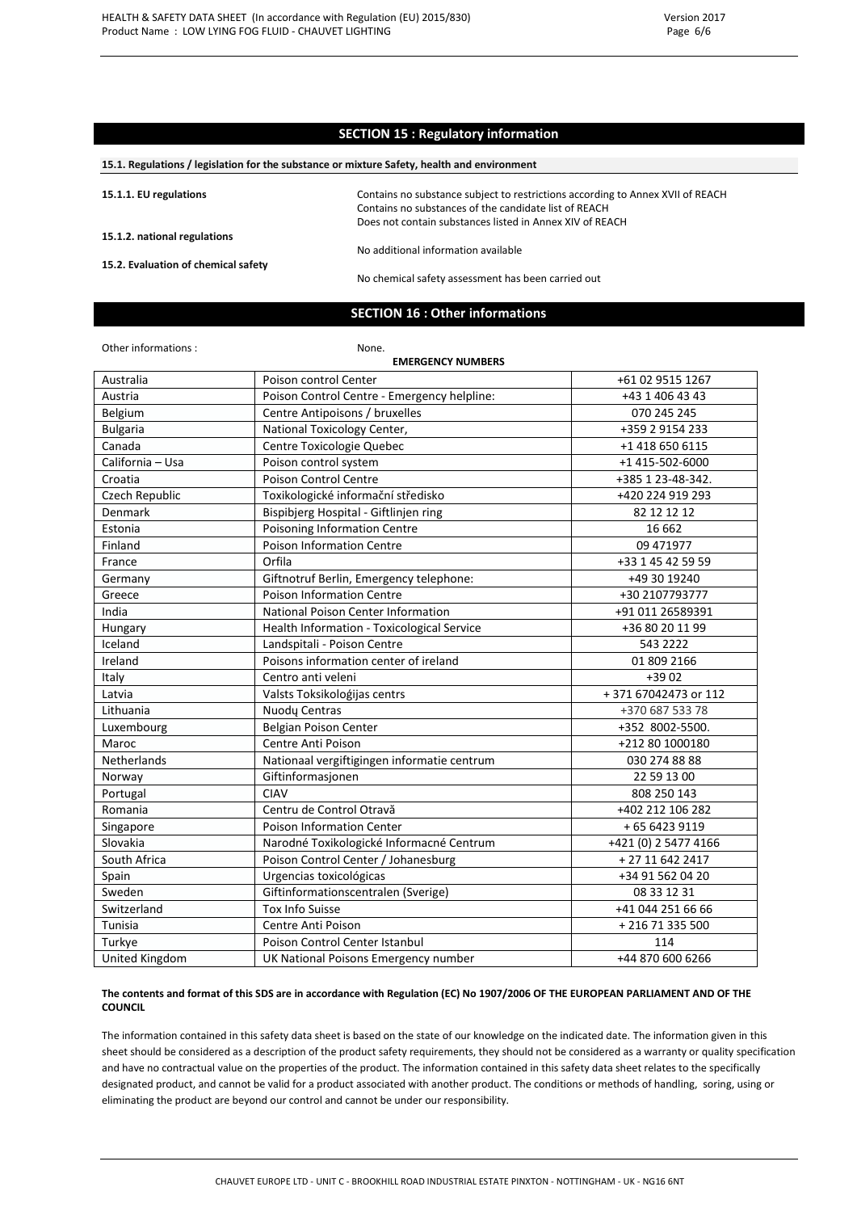## SECTION 15 : Regulatory information

### 15.1. Regulations / legislation for the substance or mixture Safety, health and environment

**15.1.1. EU regulations**

Contains no substance subject to restrictions according to Annex XVII of REACH
Contains no substances of the candidate list of REACH
Does not contain substances listed in Annex XIV of REACH

**15.1.2. national regulations**

No additional information available

**15.2. Evaluation of chemical safety**

No chemical safety assessment has been carried out

## SECTION 16 : Other informations

Other informations : None.

**EMERGENCY NUMBERS**

| | | |
|---|---|---|
| Australia | Poison control Center | +61 02 9515 1267 |
| Austria | Poison Control Centre - Emergency helpline: | +43 1 406 43 43 |
| Belgium | Centre Antipoisons / bruxelles | 070 245 245 |
| Bulgaria | National Toxicology Center, | +359 2 9154 233 |
| Canada | Centre Toxicologie Quebec | +1 418 650 6115 |
| California – Usa | Poison control system | +1 415-502-6000 |
| Croatia | Poison Control Centre | +385 1 23-48-342. |
| Czech Republic | Toxikologické informační středisko | +420 224 919 293 |
| Denmark | Bispibjerg Hospital - Giftlinjen ring | 82 12 12 12 |
| Estonia | Poisoning Information Centre | 16 662 |
| Finland | Poison Information Centre | 09 471977 |
| France | Orfila | +33 1 45 42 59 59 |
| Germany | Giftnotruf Berlin, Emergency telephone: | +49 30 19240 |
| Greece | Poison Information Centre | +30 2107793777 |
| India | National Poison Center Information | +91 011 26589391 |
| Hungary | Health Information - Toxicological Service | +36 80 20 11 99 |
| Iceland | Landspitali - Poison Centre | 543 2222 |
| Ireland | Poisons information center of ireland | 01 809 2166 |
| Italy | Centro anti veleni | +39 02 |
| Latvia | Valsts Toksikoloģijas centrs | + 371 67042473 or 112 |
| Lithuania | Nuodų Centras | +370 687 533 78 |
| Luxembourg | Belgian Poison Center | +352 8002-5500. |
| Maroc | Centre Anti Poison | +212 80 1000180 |
| Netherlands | Nationaal vergiftigingen informatie centrum | 030 274 88 88 |
| Norway | Giftinformasjonen | 22 59 13 00 |
| Portugal | CIAV | 808 250 143 |
| Romania | Centru de Control Otravă | +402 212 106 282 |
| Singapore | Poison Information Center | + 65 6423 9119 |
| Slovakia | Narodné Toxikologické Informacné Centrum | +421 (0) 2 5477 4166 |
| South Africa | Poison Control Center / Johanesburg | + 27 11 642 2417 |
| Spain | Urgencias toxicológicas | +34 91 562 04 20 |
| Sweden | Giftinformationscentralen (Sverige) | 08 33 12 31 |
| Switzerland | Tox Info Suisse | +41 044 251 66 66 |
| Tunisia | Centre Anti Poison | + 216 71 335 500 |
| Turkye | Poison Control Center Istanbul | 114 |
| United Kingdom | UK National Poisons Emergency number | +44 870 600 6266 |

**The contents and format of this SDS are in accordance with Regulation (EC) No 1907/2006 OF THE EUROPEAN PARLIAMENT AND OF THE COUNCIL**

The information contained in this safety data sheet is based on the state of our knowledge on the indicated date. The information given in this sheet should be considered as a description of the product safety requirements, they should not be considered as a warranty or quality specification and have no contractual value on the properties of the product. The information contained in this safety data sheet relates to the specifically designated product, and cannot be valid for a product associated with another product. The conditions or methods of handling, soring, using or eliminating the product are beyond our control and cannot be under our responsibility.